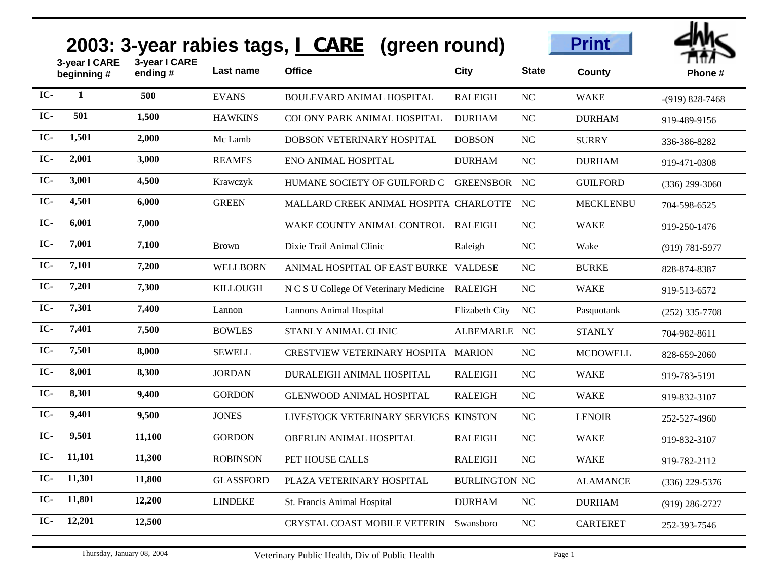# 2003: 3-year rabies tags, I CARE (green round)

| | 3-year I CARE beginning # | 3-year I CARE ending # | Last name | Office | City | State | County | Phone # |
|---|---|---|---|---|---|---|---|---|
| IC- | 1 | 500 | EVANS | BOULEVARD ANIMAL HOSPITAL | RALEIGH | NC | WAKE | -(919) 828-7468 |
| IC- | 501 | 1,500 | HAWKINS | COLONY PARK ANIMAL HOSPITAL | DURHAM | NC | DURHAM | 919-489-9156 |
| IC- | 1,501 | 2,000 | Mc Lamb | DOBSON VETERINARY HOSPITAL | DOBSON | NC | SURRY | 336-386-8282 |
| IC- | 2,001 | 3,000 | REAMES | ENO ANIMAL HOSPITAL | DURHAM | NC | DURHAM | 919-471-0308 |
| IC- | 3,001 | 4,500 | Krawczyk | HUMANE SOCIETY OF GUILFORD C | GREENSBOR | NC | GUILFORD | (336) 299-3060 |
| IC- | 4,501 | 6,000 | GREEN | MALLARD CREEK ANIMAL HOSPITA | CHARLOTTE | NC | MECKLENBU | 704-598-6525 |
| IC- | 6,001 | 7,000 | | WAKE COUNTY ANIMAL CONTROL | RALEIGH | NC | WAKE | 919-250-1476 |
| IC- | 7,001 | 7,100 | Brown | Dixie Trail Animal Clinic | Raleigh | NC | Wake | (919) 781-5977 |
| IC- | 7,101 | 7,200 | WELLBORN | ANIMAL HOSPITAL OF EAST BURKE | VALDESE | NC | BURKE | 828-874-8387 |
| IC- | 7,201 | 7,300 | KILLOUGH | N C S U College Of Veterinary Medicine | RALEIGH | NC | WAKE | 919-513-6572 |
| IC- | 7,301 | 7,400 | Lannon | Lannons Animal Hospital | Elizabeth City | NC | Pasquotank | (252) 335-7708 |
| IC- | 7,401 | 7,500 | BOWLES | STANLY ANIMAL CLINIC | ALBEMARLE | NC | STANLY | 704-982-8611 |
| IC- | 7,501 | 8,000 | SEWELL | CRESTVIEW VETERINARY HOSPITA | MARION | NC | MCDOWELL | 828-659-2060 |
| IC- | 8,001 | 8,300 | JORDAN | DURALEIGH ANIMAL HOSPITAL | RALEIGH | NC | WAKE | 919-783-5191 |
| IC- | 8,301 | 9,400 | GORDON | GLENWOOD ANIMAL HOSPITAL | RALEIGH | NC | WAKE | 919-832-3107 |
| IC- | 9,401 | 9,500 | JONES | LIVESTOCK VETERINARY SERVICES | KINSTON | NC | LENOIR | 252-527-4960 |
| IC- | 9,501 | 11,100 | GORDON | OBERLIN ANIMAL HOSPITAL | RALEIGH | NC | WAKE | 919-832-3107 |
| IC- | 11,101 | 11,300 | ROBINSON | PET HOUSE CALLS | RALEIGH | NC | WAKE | 919-782-2112 |
| IC- | 11,301 | 11,800 | GLASSFORD | PLAZA VETERINARY HOSPITAL | BURLINGTON | NC | ALAMANCE | (336) 229-5376 |
| IC- | 11,801 | 12,200 | LINDEKE | St. Francis Animal Hospital | DURHAM | NC | DURHAM | (919) 286-2727 |
| IC- | 12,201 | 12,500 | | CRYSTAL COAST MOBILE VETERIN | Swansboro | NC | CARTERET | 252-393-7546 |

Thursday, January 08, 2004 — Veterinary Public Health, Div of Public Health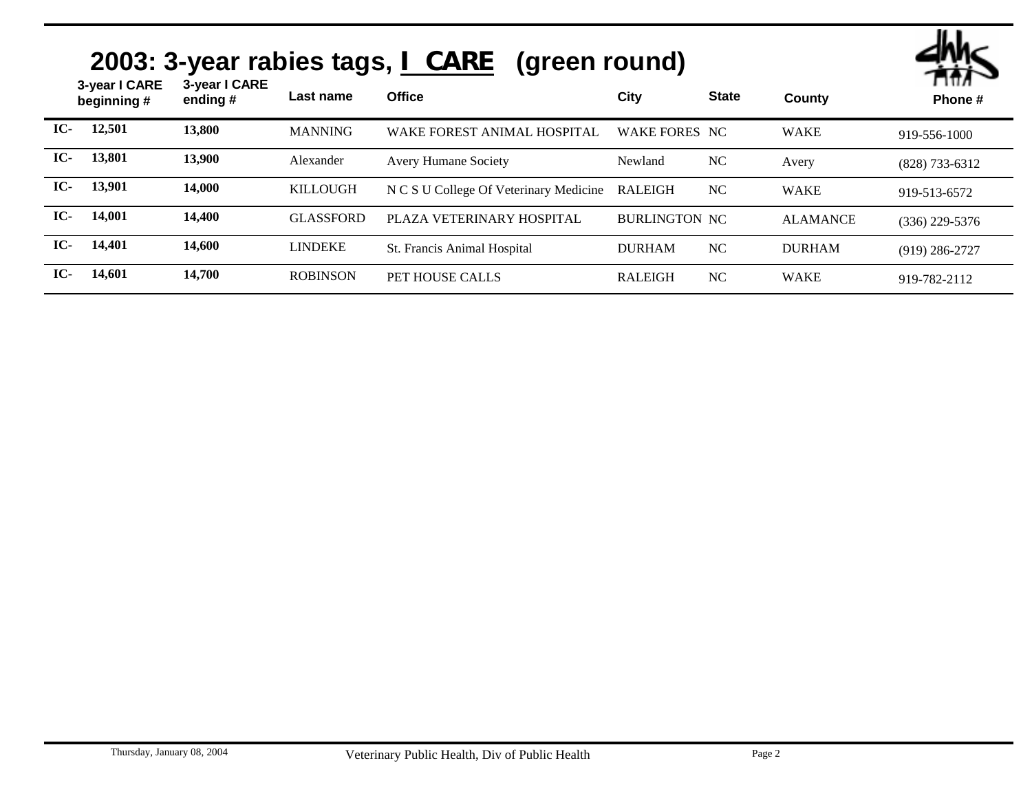# 2003: 3-year rabies tags, **I CARE** (green round)

| | 3-year I CARE beginning # | 3-year I CARE ending # | Last name | Office | City | State | County | Phone # |
|---|---|---|---|---|---|---|---|---|
| **IC-** | **12,501** | **13,800** | MANNING | WAKE FOREST ANIMAL HOSPITAL | WAKE FORES | NC | WAKE | 919-556-1000 |
| **IC-** | **13,801** | **13,900** | Alexander | Avery Humane Society | Newland | NC | Avery | (828) 733-6312 |
| **IC-** | **13,901** | **14,000** | KILLOUGH | N C S U College Of Veterinary Medicine | RALEIGH | NC | WAKE | 919-513-6572 |
| **IC-** | **14,001** | **14,400** | GLASSFORD | PLAZA VETERINARY HOSPITAL | BURLINGTON | NC | ALAMANCE | (336) 229-5376 |
| **IC-** | **14,401** | **14,600** | LINDEKE | St. Francis Animal Hospital | DURHAM | NC | DURHAM | (919) 286-2727 |
| **IC-** | **14,601** | **14,700** | ROBINSON | PET HOUSE CALLS | RALEIGH | NC | WAKE | 919-782-2112 |

Thursday, January 08, 2004 Veterinary Public Health, Div of Public Health